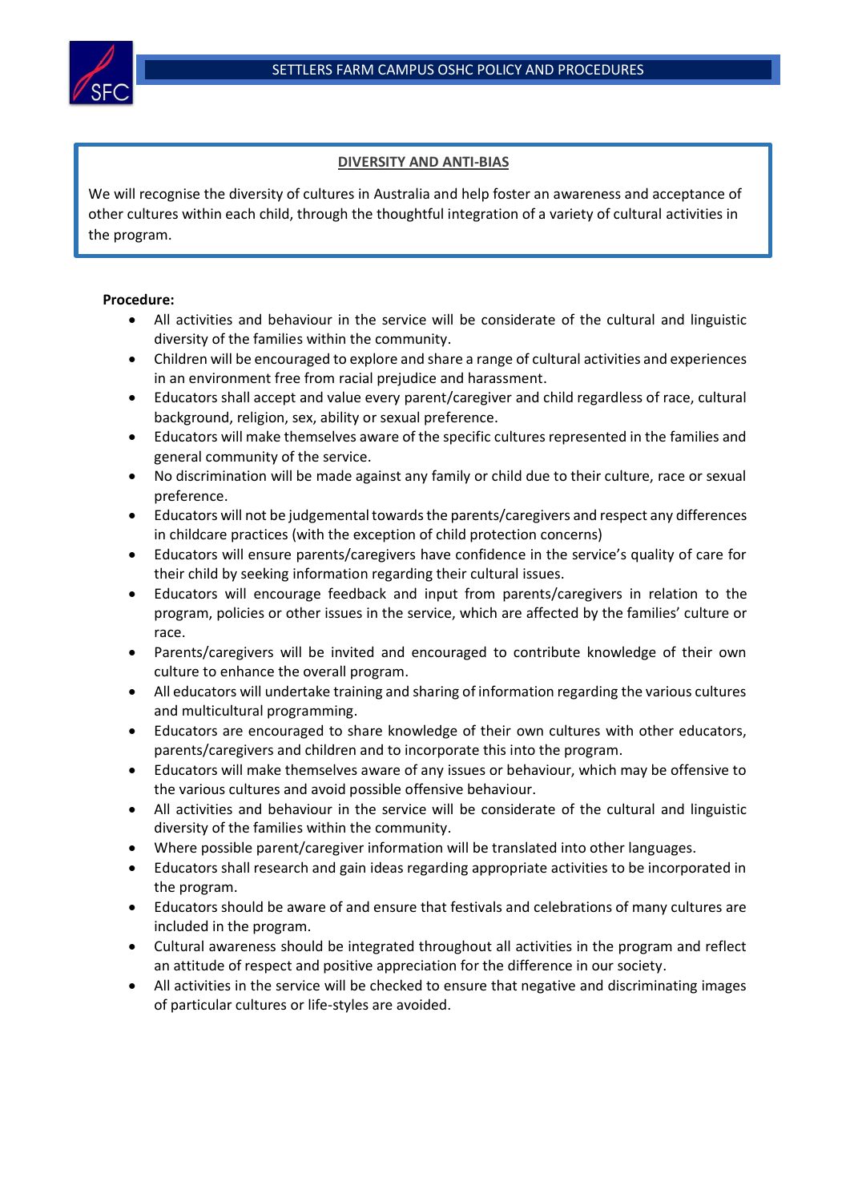## DIVERSITY AND ANTI-BIAS

We will recognise the diversity of cultures in Australia and help foster an awareness and acceptance of other cultures within each child, through the thoughtful integration of a variety of cultural activities in the program.

**Procedure:**

- All activities and behaviour in the service will be considerate of the cultural and linguistic diversity of the families within the community.
- Children will be encouraged to explore and share a range of cultural activities and experiences in an environment free from racial prejudice and harassment.
- Educators shall accept and value every parent/caregiver and child regardless of race, cultural background, religion, sex, ability or sexual preference.
- Educators will make themselves aware of the specific cultures represented in the families and general community of the service.
- No discrimination will be made against any family or child due to their culture, race or sexual preference.
- Educators will not be judgemental towards the parents/caregivers and respect any differences in childcare practices (with the exception of child protection concerns)
- Educators will ensure parents/caregivers have confidence in the service's quality of care for their child by seeking information regarding their cultural issues.
- Educators will encourage feedback and input from parents/caregivers in relation to the program, policies or other issues in the service, which are affected by the families' culture or race.
- Parents/caregivers will be invited and encouraged to contribute knowledge of their own culture to enhance the overall program.
- All educators will undertake training and sharing of information regarding the various cultures and multicultural programming.
- Educators are encouraged to share knowledge of their own cultures with other educators, parents/caregivers and children and to incorporate this into the program.
- Educators will make themselves aware of any issues or behaviour, which may be offensive to the various cultures and avoid possible offensive behaviour.
- All activities and behaviour in the service will be considerate of the cultural and linguistic diversity of the families within the community.
- Where possible parent/caregiver information will be translated into other languages.
- Educators shall research and gain ideas regarding appropriate activities to be incorporated in the program.
- Educators should be aware of and ensure that festivals and celebrations of many cultures are included in the program.
- Cultural awareness should be integrated throughout all activities in the program and reflect an attitude of respect and positive appreciation for the difference in our society.
- All activities in the service will be checked to ensure that negative and discriminating images of particular cultures or life-styles are avoided.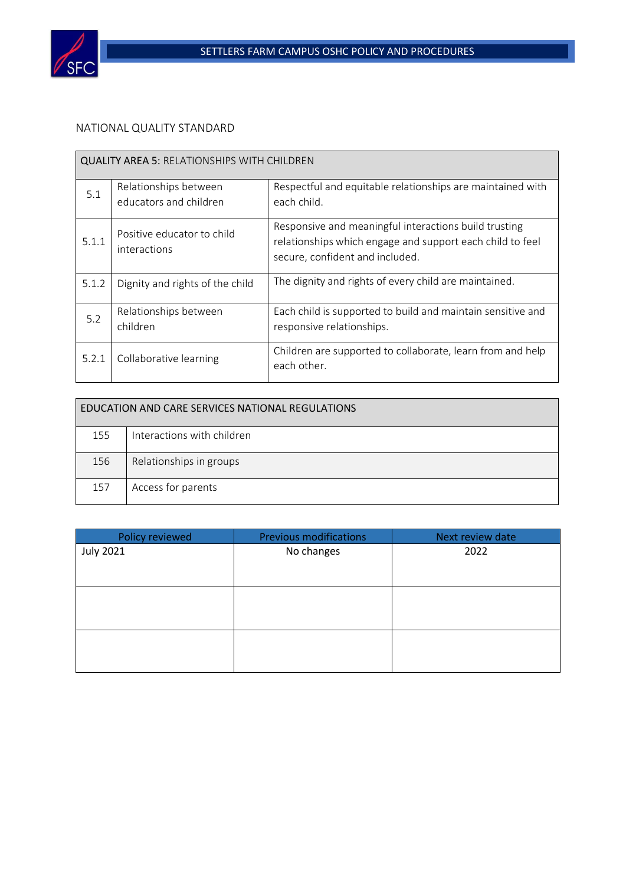NATIONAL QUALITY STANDARD

| QUALITY AREA 5: RELATIONSHIPS WITH CHILDREN | | |
|---|---|---|
| 5.1 | Relationships between educators and children | Respectful and equitable relationships are maintained with each child. |
| 5.1.1 | Positive educator to child interactions | Responsive and meaningful interactions build trusting relationships which engage and support each child to feel secure, confident and included. |
| 5.1.2 | Dignity and rights of the child | The dignity and rights of every child are maintained. |
| 5.2 | Relationships between children | Each child is supported to build and maintain sensitive and responsive relationships. |
| 5.2.1 | Collaborative learning | Children are supported to collaborate, learn from and help each other. |

| EDUCATION AND CARE SERVICES NATIONAL REGULATIONS | |
|---|---|
| 155 | Interactions with children |
| 156 | Relationships in groups |
| 157 | Access for parents |

| Policy reviewed | Previous modifications | Next review date |
|---|---|---|
| July 2021 | No changes | 2022 |
| | | |
| | | |